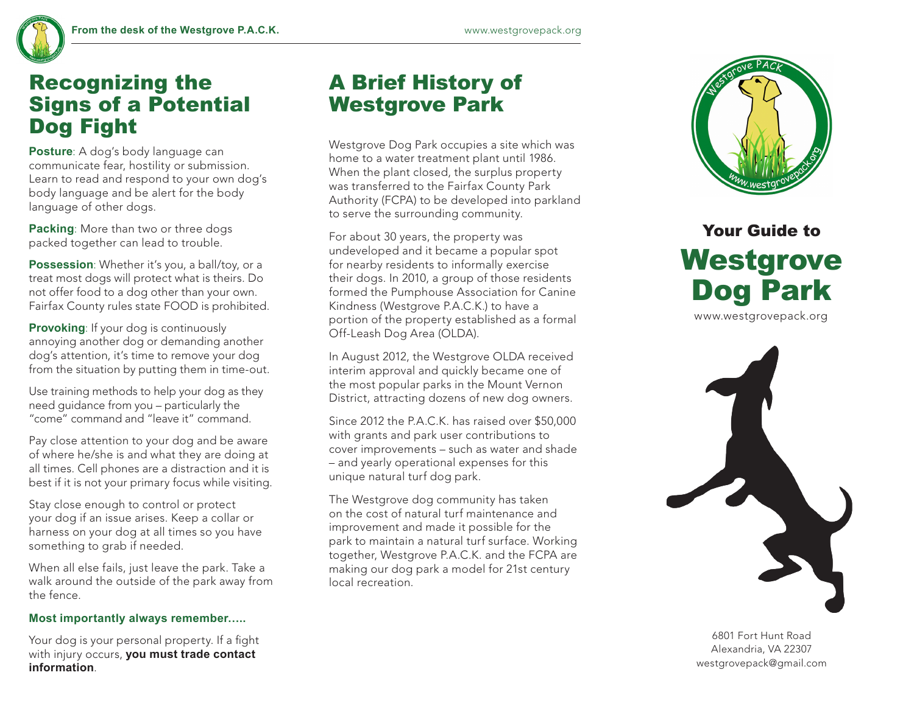From the desk of the Westgrove P.A.C.K.

www.westgrovepack.org

## Recognizing the Signs of a Potential Dog Fight

**Posture**: A dog's body language can communicate fear, hostility or submission. Learn to read and respond to your own dog's body language and be alert for the body language of other dogs.

**Packing**: More than two or three dogs packed together can lead to trouble.

**Possession**: Whether it's you, a ball/toy, or a treat most dogs will protect what is theirs. Do not offer food to a dog other than your own. Fairfax County rules state FOOD is prohibited.

**Provoking**: If your dog is continuously annoying another dog or demanding another dog's attention, it's time to remove your dog from the situation by putting them in time-out.

Use training methods to help your dog as they need guidance from you – particularly the "come" command and "leave it" command.

Pay close attention to your dog and be aware of where he/she is and what they are doing at all times. Cell phones are a distraction and it is best if it is not your primary focus while visiting.

Stay close enough to control or protect your dog if an issue arises. Keep a collar or harness on your dog at all times so you have something to grab if needed.

When all else fails, just leave the park. Take a walk around the outside of the park away from the fence.

**Most importantly always remember.....**

Your dog is your personal property. If a fight with injury occurs, **you must trade contact information**.

## A Brief History of Westgrove Park

Westgrove Dog Park occupies a site which was home to a water treatment plant until 1986. When the plant closed, the surplus property was transferred to the Fairfax County Park Authority (FCPA) to be developed into parkland to serve the surrounding community.

For about 30 years, the property was undeveloped and it became a popular spot for nearby residents to informally exercise their dogs. In 2010, a group of those residents formed the Pumphouse Association for Canine Kindness (Westgrove P.A.C.K.) to have a portion of the property established as a formal Off-Leash Dog Area (OLDA).

In August 2012, the Westgrove OLDA received interim approval and quickly became one of the most popular parks in the Mount Vernon District, attracting dozens of new dog owners.

Since 2012 the P.A.C.K. has raised over $50,000 with grants and park user contributions to cover improvements – such as water and shade – and yearly operational expenses for this unique natural turf dog park.

The Westgrove dog community has taken on the cost of natural turf maintenance and improvement and made it possible for the park to maintain a natural turf surface. Working together, Westgrove P.A.C.K. and the FCPA are making our dog park a model for 21st century local recreation.

### Your Guide to

# Westgrove Dog Park

www.westgrovepack.org

6801 Fort Hunt Road
Alexandria, VA 22307
westgrovepack@gmail.com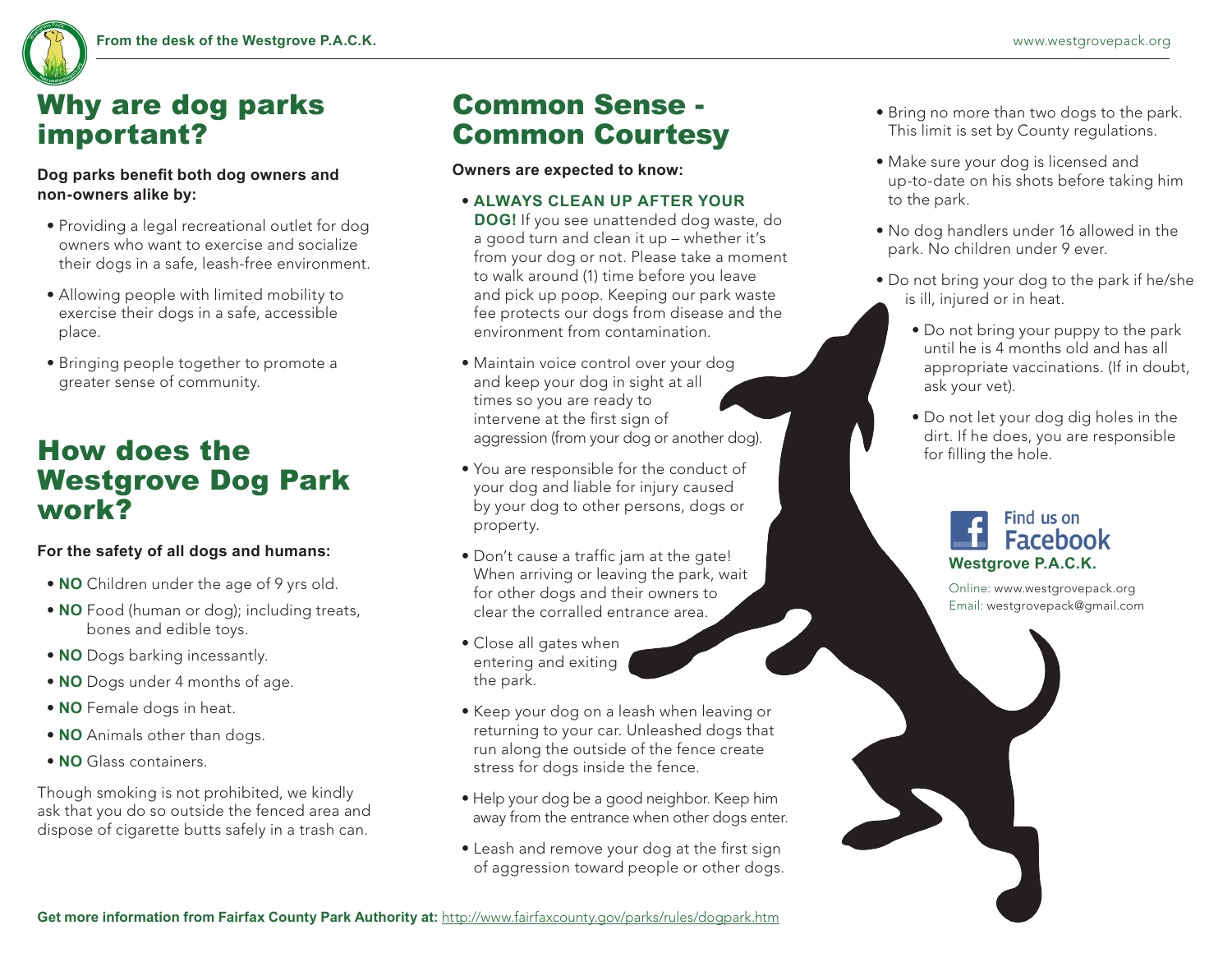**From the desk of the Westgrove P.A.C.K.**

www.westgrovepack.org

# Why are dog parks important?

**Dog parks benefit both dog owners and non-owners alike by:**

- Providing a legal recreational outlet for dog owners who want to exercise and socialize their dogs in a safe, leash-free environment.
- Allowing people with limited mobility to exercise their dogs in a safe, accessible place.
- Bringing people together to promote a greater sense of community.

# How does the Westgrove Dog Park work?

**For the safety of all dogs and humans:**

- **NO** Children under the age of 9 yrs old.
- **NO** Food (human or dog); including treats, bones and edible toys.
- **NO** Dogs barking incessantly.
- **NO** Dogs under 4 months of age.
- **NO** Female dogs in heat.
- **NO** Animals other than dogs.
- **NO** Glass containers.

Though smoking is not prohibited, we kindly ask that you do so outside the fenced area and dispose of cigarette butts safely in a trash can.

# Common Sense - Common Courtesy

**Owners are expected to know:**

- **ALWAYS CLEAN UP AFTER YOUR DOG!** If you see unattended dog waste, do a good turn and clean it up – whether it's from your dog or not. Please take a moment to walk around (1) time before you leave and pick up poop. Keeping our park waste fee protects our dogs from disease and the environment from contamination.
- Maintain voice control over your dog and keep your dog in sight at all times so you are ready to intervene at the first sign of aggression (from your dog or another dog).
- You are responsible for the conduct of your dog and liable for injury caused by your dog to other persons, dogs or property.
- Don't cause a traffic jam at the gate! When arriving or leaving the park, wait for other dogs and their owners to clear the corralled entrance area.
- Close all gates when entering and exiting the park.
- Keep your dog on a leash when leaving or returning to your car. Unleashed dogs that run along the outside of the fence create stress for dogs inside the fence.
- Help your dog be a good neighbor. Keep him away from the entrance when other dogs enter.
- Leash and remove your dog at the first sign of aggression toward people or other dogs.
- Bring no more than two dogs to the park. This limit is set by County regulations.
- Make sure your dog is licensed and up-to-date on his shots before taking him to the park.
- No dog handlers under 16 allowed in the park. No children under 9 ever.
- Do not bring your dog to the park if he/she is ill, injured or in heat.
  - Do not bring your puppy to the park until he is 4 months old and has all appropriate vaccinations. (If in doubt, ask your vet).
  - Do not let your dog dig holes in the dirt. If he does, you are responsible for filling the hole.

Find us on Facebook
**Westgrove P.A.C.K.**

Online: www.westgrovepack.org
Email: westgrovepack@gmail.com

**Get more information from Fairfax County Park Authority at:** http://www.fairfaxcounty.gov/parks/rules/dogpark.htm